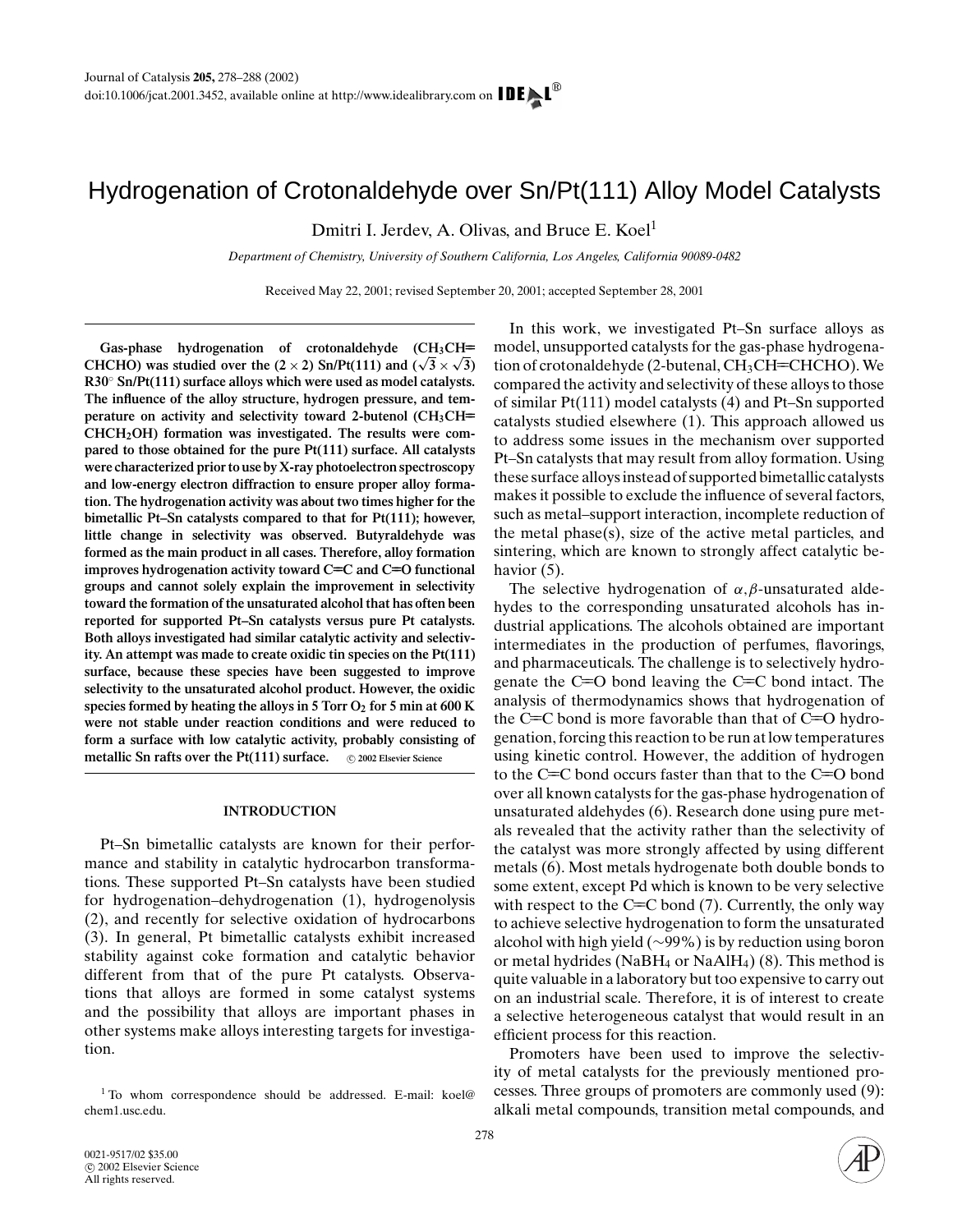# Hydrogenation of Crotonaldehyde over Sn/Pt(111) Alloy Model Catalysts

Dmitri I. Jerdev, A. Olivas, and Bruce E. Koel[1]

*Department of Chemistry, University of Southern California, Los Angeles, California 90089-0482*

Received May 22, 2001; revised September 20, 2001; accepted September 28, 2001

**Gas-phase hydrogenation of crotonaldehyde ($CH_3CH$=$CHCHO$) was studied over the (2 × 2) Sn/Pt(111) and ($\sqrt{3} \times \sqrt{3}$) R30° Sn/Pt(111) surface alloys which were used as model catalysts. The influence of the alloy structure, hydrogen pressure, and temperature on activity and selectivity toward 2-butenol ($CH_3CH$=$CHCH_2OH$) formation was investigated. The results were compared to those obtained for the pure Pt(111) surface. All catalysts were characterized prior to use by X-ray photoelectron spectroscopy and low-energy electron diffraction to ensure proper alloy formation. The hydrogenation activity was about two times higher for the bimetallic Pt–Sn catalysts compared to that for Pt(111); however, little change in selectivity was observed. Butyraldehyde was formed as the main product in all cases. Therefore, alloy formation improves hydrogenation activity toward C=C and C=O functional groups and cannot solely explain the improvement in selectivity toward the formation of the unsaturated alcohol that has often been reported for supported Pt–Sn catalysts versus pure Pt catalysts. Both alloys investigated had similar catalytic activity and selectivity. An attempt was made to create oxidic tin species on the Pt(111) surface, because these species have been suggested to improve selectivity to the unsaturated alcohol product. However, the oxidic species formed by heating the alloys in 5 Torr $O_2$ for 5 min at 600 K were not stable under reaction conditions and were reduced to form a surface with low catalytic activity, probably consisting of metallic Sn rafts over the Pt(111) surface.** © 2002 Elsevier Science

## INTRODUCTION

Pt–Sn bimetallic catalysts are known for their performance and stability in catalytic hydrocarbon transformations. These supported Pt–Sn catalysts have been studied for hydrogenation–dehydrogenation (1), hydrogenolysis (2), and recently for selective oxidation of hydrocarbons (3). In general, Pt bimetallic catalysts exhibit increased stability against coke formation and catalytic behavior different from that of the pure Pt catalysts. Observations that alloys are formed in some catalyst systems and the possibility that alloys are important phases in other systems make alloys interesting targets for investigation.

In this work, we investigated Pt–Sn surface alloys as model, unsupported catalysts for the gas-phase hydrogenation of crotonaldehyde (2-butenal, $CH_3CH$=$CHCHO$). We compared the activity and selectivity of these alloys to those of similar Pt(111) model catalysts (4) and Pt–Sn supported catalysts studied elsewhere (1). This approach allowed us to address some issues in the mechanism over supported Pt–Sn catalysts that may result from alloy formation. Using these surface alloys instead of supported bimetallic catalysts makes it possible to exclude the influence of several factors, such as metal–support interaction, incomplete reduction of the metal phase(s), size of the active metal particles, and sintering, which are known to strongly affect catalytic behavior (5).

The selective hydrogenation of $\alpha,\beta$-unsaturated aldehydes to the corresponding unsaturated alcohols has industrial applications. The alcohols obtained are important intermediates in the production of perfumes, flavorings, and pharmaceuticals. The challenge is to selectively hydrogenate the C=O bond leaving the C=C bond intact. The analysis of thermodynamics shows that hydrogenation of the C=C bond is more favorable than that of C=O hydrogenation, forcing this reaction to be run at low temperatures using kinetic control. However, the addition of hydrogen to the C=C bond occurs faster than that to the C=O bond over all known catalysts for the gas-phase hydrogenation of unsaturated aldehydes (6). Research done using pure metals revealed that the activity rather than the selectivity of the catalyst was more strongly affected by using different metals (6). Most metals hydrogenate both double bonds to some extent, except Pd which is known to be very selective with respect to the C=C bond (7). Currently, the only way to achieve selective hydrogenation to form the unsaturated alcohol with high yield (~99%) is by reduction using boron or metal hydrides ($NaBH_4$ or $NaAlH_4$) (8). This method is quite valuable in a laboratory but too expensive to carry out on an industrial scale. Therefore, it is of interest to create a selective heterogeneous catalyst that would result in an efficient process for this reaction.

Promoters have been used to improve the selectivity of metal catalysts for the previously mentioned processes. Three groups of promoters are commonly used (9): alkali metal compounds, transition metal compounds, and

[1] To whom correspondence should be addressed. E-mail: koel@chem1.usc.edu.

0021-9517/02 $35.00
© 2002 Elsevier Science
All rights reserved.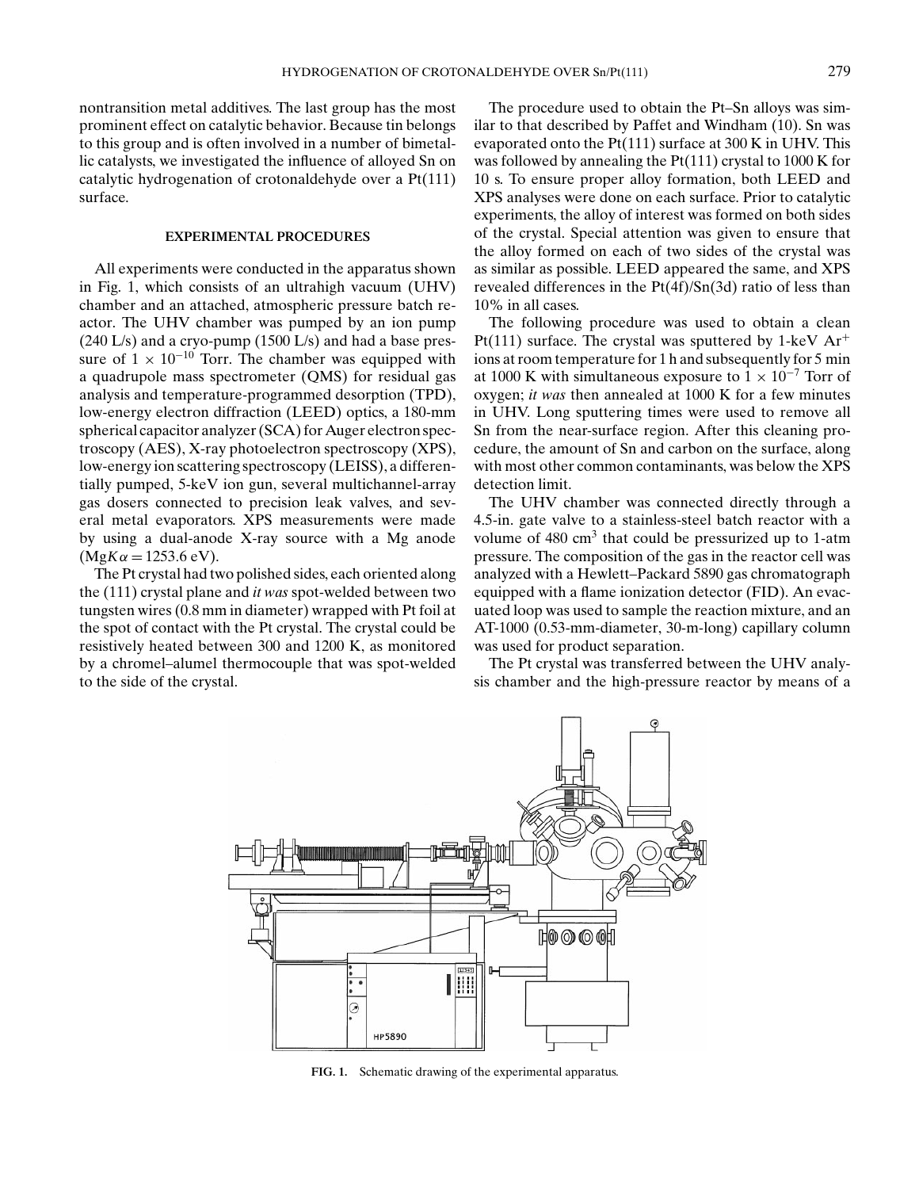nontransition metal additives. The last group has the most prominent effect on catalytic behavior. Because tin belongs to this group and is often involved in a number of bimetallic catalysts, we investigated the influence of alloyed Sn on catalytic hydrogenation of crotonaldehyde over a Pt(111) surface.

## EXPERIMENTAL PROCEDURES

All experiments were conducted in the apparatus shown in Fig. 1, which consists of an ultrahigh vacuum (UHV) chamber and an attached, atmospheric pressure batch reactor. The UHV chamber was pumped by an ion pump (240 L/s) and a cryo-pump (1500 L/s) and had a base pressure of $1 \times 10^{-10}$ Torr. The chamber was equipped with a quadrupole mass spectrometer (QMS) for residual gas analysis and temperature-programmed desorption (TPD), low-energy electron diffraction (LEED) optics, a 180-mm spherical capacitor analyzer (SCA) for Auger electron spectroscopy (AES), X-ray photoelectron spectroscopy (XPS), low-energy ion scattering spectroscopy (LEISS), a differentially pumped, 5-keV ion gun, several multichannel-array gas dosers connected to precision leak valves, and several metal evaporators. XPS measurements were made by using a dual-anode X-ray source with a Mg anode ($MgK\alpha = 1253.6$ eV).

The Pt crystal had two polished sides, each oriented along the (111) crystal plane and *it was* spot-welded between two tungsten wires (0.8 mm in diameter) wrapped with Pt foil at the spot of contact with the Pt crystal. The crystal could be resistively heated between 300 and 1200 K, as monitored by a chromel–alumel thermocouple that was spot-welded to the side of the crystal.

The procedure used to obtain the Pt–Sn alloys was similar to that described by Paffet and Windham (10). Sn was evaporated onto the Pt(111) surface at 300 K in UHV. This was followed by annealing the Pt(111) crystal to 1000 K for 10 s. To ensure proper alloy formation, both LEED and XPS analyses were done on each surface. Prior to catalytic experiments, the alloy of interest was formed on both sides of the crystal. Special attention was given to ensure that the alloy formed on each of two sides of the crystal was as similar as possible. LEED appeared the same, and XPS revealed differences in the Pt(4f)/Sn(3d) ratio of less than 10% in all cases.

The following procedure was used to obtain a clean Pt(111) surface. The crystal was sputtered by 1-keV $Ar^+$ ions at room temperature for 1 h and subsequently for 5 min at 1000 K with simultaneous exposure to $1 \times 10^{-7}$ Torr of oxygen; *it was* then annealed at 1000 K for a few minutes in UHV. Long sputtering times were used to remove all Sn from the near-surface region. After this cleaning procedure, the amount of Sn and carbon on the surface, along with most other common contaminants, was below the XPS detection limit.

The UHV chamber was connected directly through a 4.5-in. gate valve to a stainless-steel batch reactor with a volume of 480 $cm^3$ that could be pressurized up to 1-atm pressure. The composition of the gas in the reactor cell was analyzed with a Hewlett–Packard 5890 gas chromatograph equipped with a flame ionization detector (FID). An evacuated loop was used to sample the reaction mixture, and an AT-1000 (0.53-mm-diameter, 30-m-long) capillary column was used for product separation.

The Pt crystal was transferred between the UHV analysis chamber and the high-pressure reactor by means of a

**FIG. 1.** Schematic drawing of the experimental apparatus.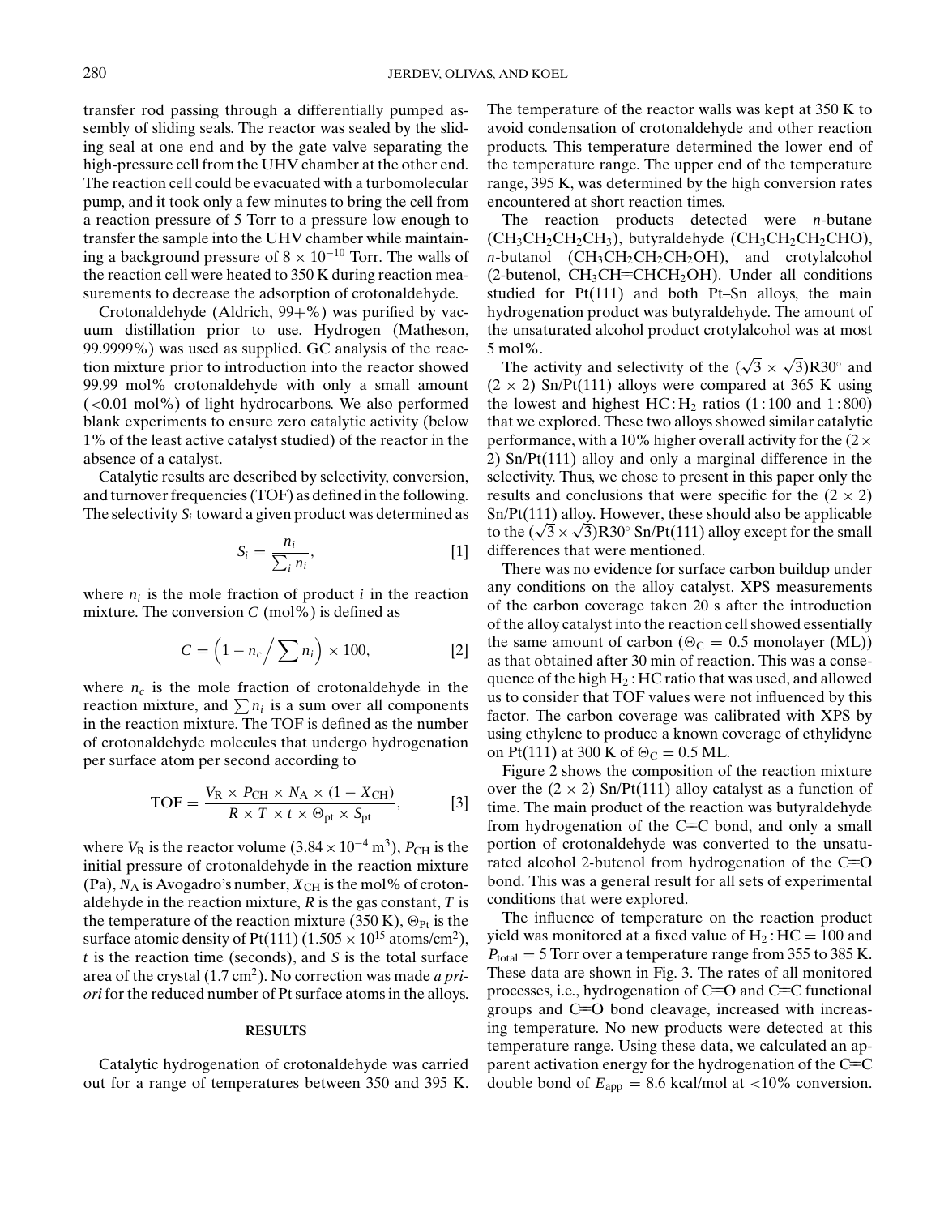transfer rod passing through a differentially pumped assembly of sliding seals. The reactor was sealed by the sliding seal at one end and by the gate valve separating the high-pressure cell from the UHV chamber at the other end. The reaction cell could be evacuated with a turbomolecular pump, and it took only a few minutes to bring the cell from a reaction pressure of 5 Torr to a pressure low enough to transfer the sample into the UHV chamber while maintaining a background pressure of $8 \times 10^{-10}$ Torr. The walls of the reaction cell were heated to 350 K during reaction measurements to decrease the adsorption of crotonaldehyde.

Crotonaldehyde (Aldrich, 99+%) was purified by vacuum distillation prior to use. Hydrogen (Matheson, 99.9999%) was used as supplied. GC analysis of the reaction mixture prior to introduction into the reactor showed 99.99 mol% crotonaldehyde with only a small amount (<0.01 mol%) of light hydrocarbons. We also performed blank experiments to ensure zero catalytic activity (below 1% of the least active catalyst studied) of the reactor in the absence of a catalyst.

Catalytic results are described by selectivity, conversion, and turnover frequencies (TOF) as defined in the following. The selectivity $S_i$ toward a given product was determined as

$$S_i = \frac{n_i}{\sum_i n_i}, \qquad [1]$$

where $n_i$ is the mole fraction of product $i$ in the reaction mixture. The conversion $C$ (mol%) is defined as

$$C = \left(1 - n_c \Big/ \sum n_i\right) \times 100, \qquad [2]$$

where $n_c$ is the mole fraction of crotonaldehyde in the reaction mixture, and $\sum n_i$ is a sum over all components in the reaction mixture. The TOF is defined as the number of crotonaldehyde molecules that undergo hydrogenation per surface atom per second according to

$$\mathrm{TOF} = \frac{V_R \times P_{CH} \times N_A \times (1 - X_{CH})}{R \times T \times t \times \Theta_{pt} \times S_{pt}}, \qquad [3]$$

where $V_R$ is the reactor volume ($3.84 \times 10^{-4}$ m$^3$), $P_{CH}$ is the initial pressure of crotonaldehyde in the reaction mixture (Pa), $N_A$ is Avogadro's number, $X_{CH}$ is the mol% of crotonaldehyde in the reaction mixture, $R$ is the gas constant, $T$ is the temperature of the reaction mixture (350 K), $\Theta_{Pt}$ is the surface atomic density of Pt(111) ($1.505 \times 10^{15}$ atoms/cm$^2$), $t$ is the reaction time (seconds), and $S$ is the total surface area of the crystal (1.7 cm$^2$). No correction was made *a priori* for the reduced number of Pt surface atoms in the alloys.

## RESULTS

Catalytic hydrogenation of crotonaldehyde was carried out for a range of temperatures between 350 and 395 K. The temperature of the reactor walls was kept at 350 K to avoid condensation of crotonaldehyde and other reaction products. This temperature determined the lower end of the temperature range. The upper end of the temperature range, 395 K, was determined by the high conversion rates encountered at short reaction times.

The reaction products detected were *n*-butane ($CH_3CH_2CH_2CH_3$), butyraldehyde ($CH_3CH_2CH_2CHO$), *n*-butanol ($CH_3CH_2CH_2CH_2OH$), and crotylalcohol (2-butenol, $CH_3CH{=}CHCH_2OH$). Under all conditions studied for Pt(111) and both Pt–Sn alloys, the main hydrogenation product was butyraldehyde. The amount of the unsaturated alcohol product crotylalcohol was at most 5 mol%.

The activity and selectivity of the $(\sqrt{3} \times \sqrt{3})R30^\circ$ and $(2 \times 2)$ Sn/Pt(111) alloys were compared at 365 K using the lowest and highest HC : $H_2$ ratios (1 : 100 and 1 : 800) that we explored. These two alloys showed similar catalytic performance, with a 10% higher overall activity for the $(2 \times 2)$ Sn/Pt(111) alloy and only a marginal difference in the selectivity. Thus, we chose to present in this paper only the results and conclusions that were specific for the $(2 \times 2)$ Sn/Pt(111) alloy. However, these should also be applicable to the $(\sqrt{3} \times \sqrt{3})R30^\circ$ Sn/Pt(111) alloy except for the small differences that were mentioned.

There was no evidence for surface carbon buildup under any conditions on the alloy catalyst. XPS measurements of the carbon coverage taken 20 s after the introduction of the alloy catalyst into the reaction cell showed essentially the same amount of carbon ($\Theta_C = 0.5$ monolayer (ML)) as that obtained after 30 min of reaction. This was a consequence of the high $H_2$ : HC ratio that was used, and allowed us to consider that TOF values were not influenced by this factor. The carbon coverage was calibrated with XPS by using ethylene to produce a known coverage of ethylidyne on Pt(111) at 300 K of $\Theta_C = 0.5$ ML.

Figure 2 shows the composition of the reaction mixture over the $(2 \times 2)$ Sn/Pt(111) alloy catalyst as a function of time. The main product of the reaction was butyraldehyde from hydrogenation of the C=C bond, and only a small portion of crotonaldehyde was converted to the unsaturated alcohol 2-butenol from hydrogenation of the C=O bond. This was a general result for all sets of experimental conditions that were explored.

The influence of temperature on the reaction product yield was monitored at a fixed value of $H_2$ : HC = 100 and $P_{total} = 5$ Torr over a temperature range from 355 to 385 K. These data are shown in Fig. 3. The rates of all monitored processes, i.e., hydrogenation of C=O and C=C functional groups and C=O bond cleavage, increased with increasing temperature. No new products were detected at this temperature range. Using these data, we calculated an apparent activation energy for the hydrogenation of the C=C double bond of $E_{app} = 8.6$ kcal/mol at <10% conversion.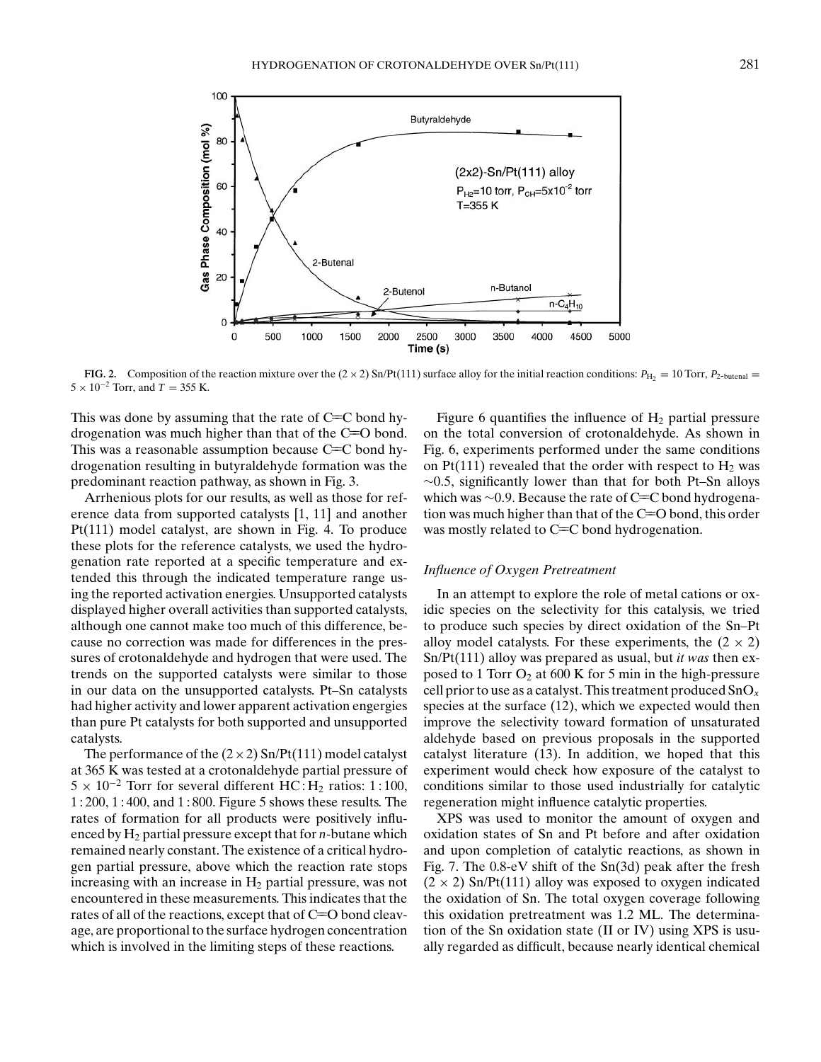**FIG. 2.** Composition of the reaction mixture over the $(2 \times 2)$ Sn/Pt(111) surface alloy for the initial reaction conditions: $P_{H_2} = 10$ Torr, $P_{2\text{-butenal}} = 5 \times 10^{-2}$ Torr, and $T = 355$ K.

This was done by assuming that the rate of C=C bond hydrogenation was much higher than that of the C=O bond. This was a reasonable assumption because C=C bond hydrogenation resulting in butyraldehyde formation was the predominant reaction pathway, as shown in Fig. 3.

Arrhenious plots for our results, as well as those for reference data from supported catalysts [1, 11] and another Pt(111) model catalyst, are shown in Fig. 4. To produce these plots for the reference catalysts, we used the hydrogenation rate reported at a specific temperature and extended this through the indicated temperature range using the reported activation energies. Unsupported catalysts displayed higher overall activities than supported catalysts, although one cannot make too much of this difference, because no correction was made for differences in the pressures of crotonaldehyde and hydrogen that were used. The trends on the supported catalysts were similar to those in our data on the unsupported catalysts. Pt–Sn catalysts had higher activity and lower apparent activation engergies than pure Pt catalysts for both supported and unsupported catalysts.

The performance of the $(2 \times 2)$ Sn/Pt(111) model catalyst at 365 K was tested at a crotonaldehyde partial pressure of $5 \times 10^{-2}$ Torr for several different HC:$H_2$ ratios: 1:100, 1:200, 1:400, and 1:800. Figure 5 shows these results. The rates of formation for all products were positively influenced by $H_2$ partial pressure except that for *n*-butane which remained nearly constant. The existence of a critical hydrogen partial pressure, above which the reaction rate stops increasing with an increase in $H_2$ partial pressure, was not encountered in these measurements. This indicates that the rates of all of the reactions, except that of C=O bond cleavage, are proportional to the surface hydrogen concentration which is involved in the limiting steps of these reactions.

Figure 6 quantifies the influence of $H_2$ partial pressure on the total conversion of crotonaldehyde. As shown in Fig. 6, experiments performed under the same conditions on Pt(111) revealed that the order with respect to $H_2$ was ~0.5, significantly lower than that for both Pt–Sn alloys which was ~0.9. Because the rate of C=C bond hydrogenation was much higher than that of the C=O bond, this order was mostly related to C=C bond hydrogenation.

### *Influence of Oxygen Pretreatment*

In an attempt to explore the role of metal cations or oxidic species on the selectivity for this catalysis, we tried to produce such species by direct oxidation of the Sn–Pt alloy model catalysts. For these experiments, the $(2 \times 2)$ Sn/Pt(111) alloy was prepared as usual, but *it was* then exposed to 1 Torr $O_2$ at 600 K for 5 min in the high-pressure cell prior to use as a catalyst. This treatment produced $SnO_x$ species at the surface (12), which we expected would then improve the selectivity toward formation of unsaturated aldehyde based on previous proposals in the supported catalyst literature (13). In addition, we hoped that this experiment would check how exposure of the catalyst to conditions similar to those used industrially for catalytic regeneration might influence catalytic properties.

XPS was used to monitor the amount of oxygen and oxidation states of Sn and Pt before and after oxidation and upon completion of catalytic reactions, as shown in Fig. 7. The 0.8-eV shift of the Sn(3d) peak after the fresh $(2 \times 2)$ Sn/Pt(111) alloy was exposed to oxygen indicated the oxidation of Sn. The total oxygen coverage following this oxidation pretreatment was 1.2 ML. The determination of the Sn oxidation state (II or IV) using XPS is usually regarded as difficult, because nearly identical chemical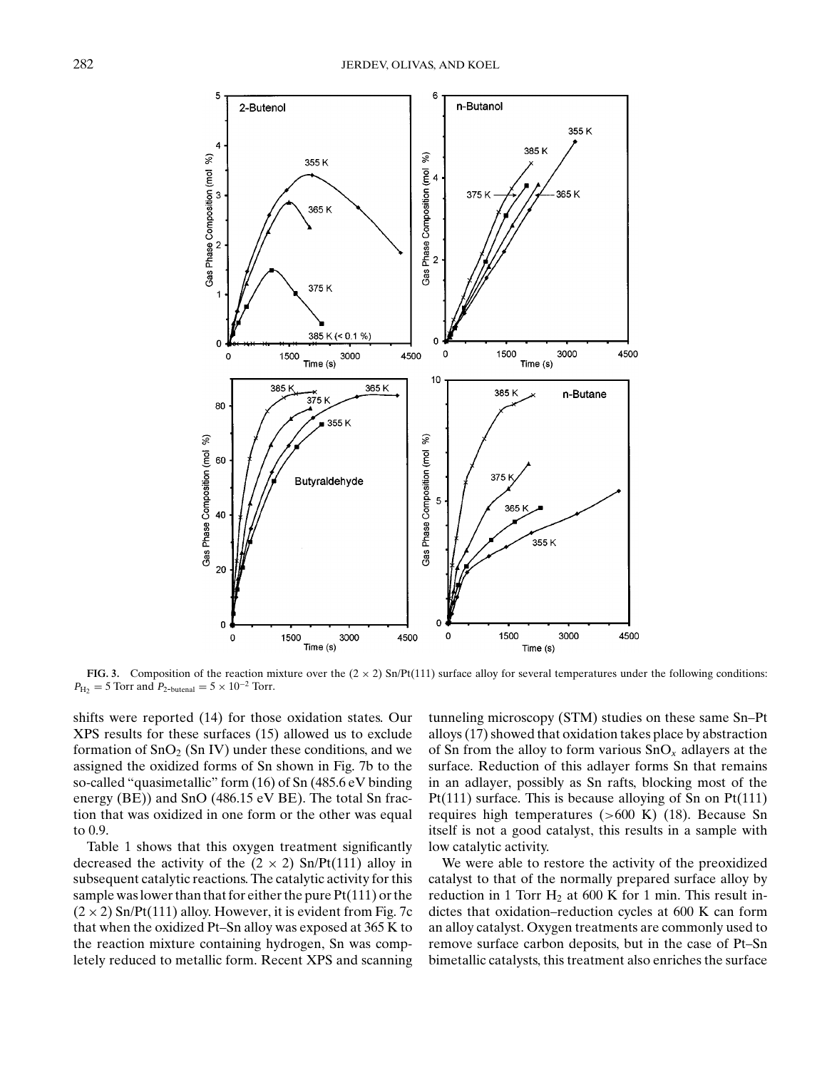**FIG. 3.** Composition of the reaction mixture over the $(2 \times 2)$ Sn/Pt(111) surface alloy for several temperatures under the following conditions: $P_{H_2} = 5$ Torr and $P_{2\text{-butenal}} = 5 \times 10^{-2}$ Torr.

shifts were reported (14) for those oxidation states. Our XPS results for these surfaces (15) allowed us to exclude formation of $SnO_2$ (Sn IV) under these conditions, and we assigned the oxidized forms of Sn shown in Fig. 7b to the so-called "quasimetallic" form (16) of Sn (485.6 eV binding energy (BE)) and SnO (486.15 eV BE). The total Sn fraction that was oxidized in one form or the other was equal to 0.9.

Table 1 shows that this oxygen treatment significantly decreased the activity of the $(2 \times 2)$ Sn/Pt(111) alloy in subsequent catalytic reactions. The catalytic activity for this sample was lower than that for either the pure Pt(111) or the $(2 \times 2)$ Sn/Pt(111) alloy. However, it is evident from Fig. 7c that when the oxidized Pt–Sn alloy was exposed at 365 K to the reaction mixture containing hydrogen, Sn was completely reduced to metallic form. Recent XPS and scanning tunneling microscopy (STM) studies on these same Sn–Pt alloys (17) showed that oxidation takes place by abstraction of Sn from the alloy to form various $SnO_x$ adlayers at the surface. Reduction of this adlayer forms Sn that remains in an adlayer, possibly as Sn rafts, blocking most of the Pt(111) surface. This is because alloying of Sn on Pt(111) requires high temperatures (>600 K) (18). Because Sn itself is not a good catalyst, this results in a sample with low catalytic activity.

We were able to restore the activity of the preoxidized catalyst to that of the normally prepared surface alloy by reduction in 1 Torr $H_2$ at 600 K for 1 min. This result indictes that oxidation–reduction cycles at 600 K can form an alloy catalyst. Oxygen treatments are commonly used to remove surface carbon deposits, but in the case of Pt–Sn bimetallic catalysts, this treatment also enriches the surface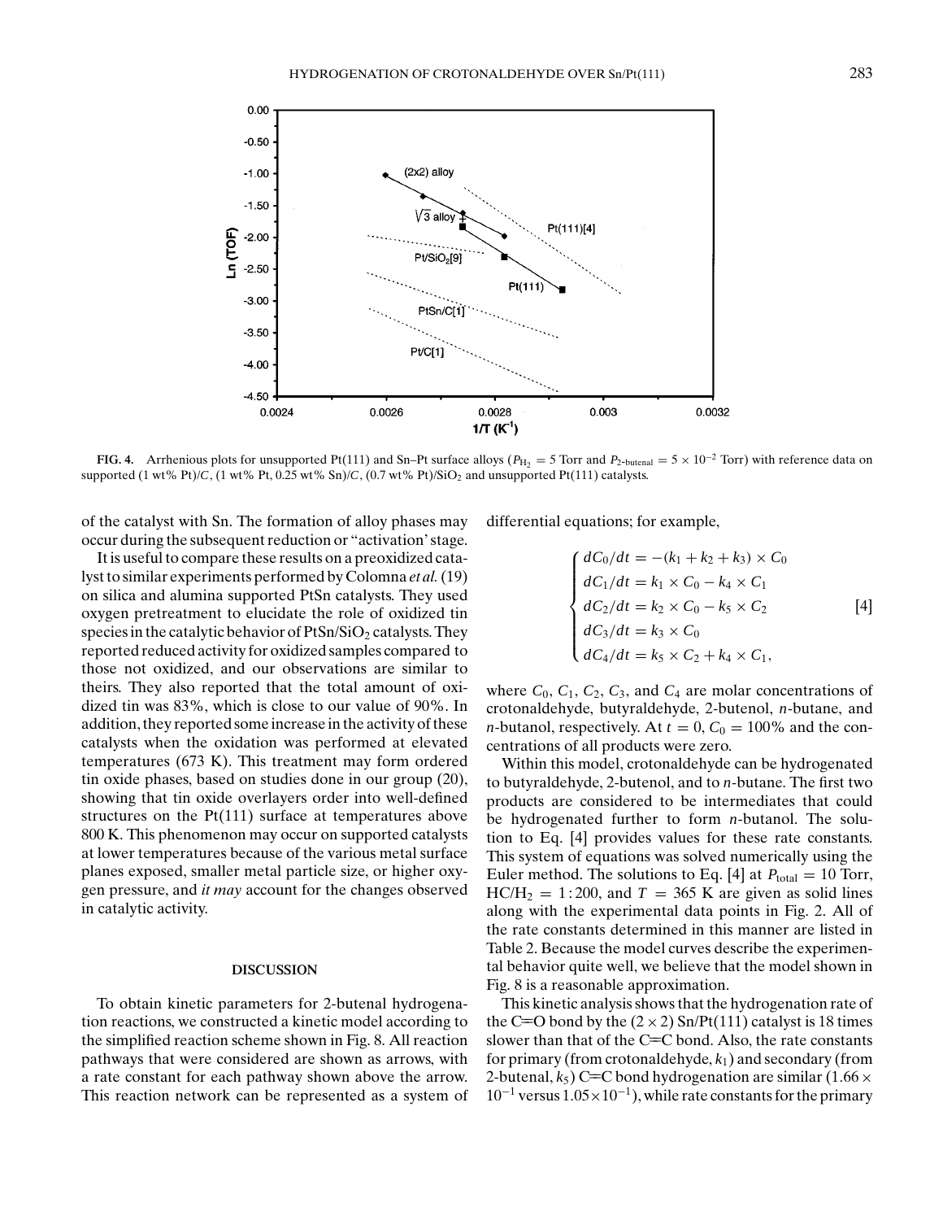FIG. 4. Arrhenious plots for unsupported Pt(111) and Sn–Pt surface alloys ($P_{H_2}$ = 5 Torr and $P_{2\text{-butenal}} = 5 \times 10^{-2}$ Torr) with reference data on supported (1 wt% Pt)/C, (1 wt% Pt, 0.25 wt% Sn)/C, (0.7 wt% Pt)/$SiO_2$ and unsupported Pt(111) catalysts.

of the catalyst with Sn. The formation of alloy phases may occur during the subsequent reduction or "activation" stage.

It is useful to compare these results on a preoxidized catalyst to similar experiments performed by Colomna *et al.* (19) on silica and alumina supported PtSn catalysts. They used oxygen pretreatment to elucidate the role of oxidized tin species in the catalytic behavior of PtSn/$SiO_2$ catalysts. They reported reduced activity for oxidized samples compared to those not oxidized, and our observations are similar to theirs. They also reported that the total amount of oxidized tin was 83%, which is close to our value of 90%. In addition, they reported some increase in the activity of these catalysts when the oxidation was performed at elevated temperatures (673 K). This treatment may form ordered tin oxide phases, based on studies done in our group (20), showing that tin oxide overlayers order into well-defined structures on the Pt(111) surface at temperatures above 800 K. This phenomenon may occur on supported catalysts at lower temperatures because of the various metal surface planes exposed, smaller metal particle size, or higher oxygen pressure, and *it may* account for the changes observed in catalytic activity.

## DISCUSSION

To obtain kinetic parameters for 2-butenal hydrogenation reactions, we constructed a kinetic model according to the simplified reaction scheme shown in Fig. 8. All reaction pathways that were considered are shown as arrows, with a rate constant for each pathway shown above the arrow. This reaction network can be represented as a system of differential equations; for example,

$$
\begin{cases}
dC_0/dt = -(k_1 + k_2 + k_3) \times C_0 \\
dC_1/dt = k_1 \times C_0 - k_4 \times C_1 \\
dC_2/dt = k_2 \times C_0 - k_5 \times C_2 \\
dC_3/dt = k_3 \times C_0 \\
dC_4/dt = k_5 \times C_2 + k_4 \times C_1,
\end{cases}
\qquad [4]
$$

where $C_0$, $C_1$, $C_2$, $C_3$, and $C_4$ are molar concentrations of crotonaldehyde, butyraldehyde, 2-butenol, *n*-butane, and *n*-butanol, respectively. At $t = 0$, $C_0 = 100\%$ and the concentrations of all products were zero.

Within this model, crotonaldehyde can be hydrogenated to butyraldehyde, 2-butenol, and to *n*-butane. The first two products are considered to be intermediates that could be hydrogenated further to form *n*-butanol. The solution to Eq. [4] provides values for these rate constants. This system of equations was solved numerically using the Euler method. The solutions to Eq. [4] at $P_{\text{total}}$ = 10 Torr, HC/$H_2$ = 1 : 200, and $T$ = 365 K are given as solid lines along with the experimental data points in Fig. 2. All of the rate constants determined in this manner are listed in Table 2. Because the model curves describe the experimental behavior quite well, we believe that the model shown in Fig. 8 is a reasonable approximation.

This kinetic analysis shows that the hydrogenation rate of the C=O bond by the (2 × 2) Sn/Pt(111) catalyst is 18 times slower than that of the C=C bond. Also, the rate constants for primary (from crotonaldehyde, $k_1$) and secondary (from 2-butenal, $k_5$) C=C bond hydrogenation are similar ($1.66 \times 10^{-1}$ versus $1.05 \times 10^{-1}$), while rate constants for the primary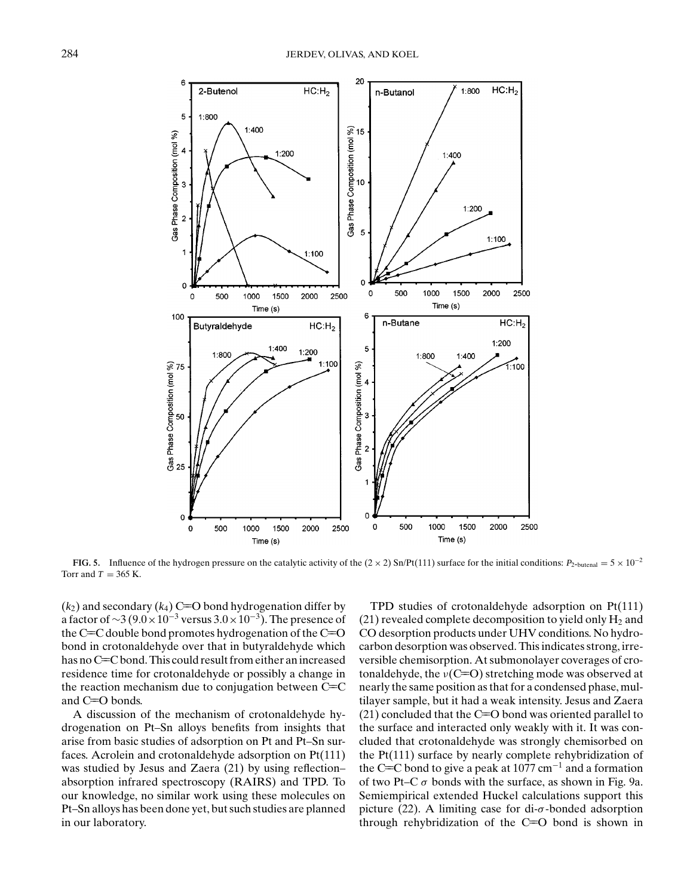**FIG. 5.** Influence of the hydrogen pressure on the catalytic activity of the (2 × 2) Sn/Pt(111) surface for the initial conditions: $P_{2\text{-butenal}} = 5 \times 10^{-2}$ Torr and $T = 365$ K.

($k_2$) and secondary ($k_4$) C=O bond hydrogenation differ by a factor of ∼3 ($9.0 \times 10^{-3}$ versus $3.0 \times 10^{-3}$). The presence of the C=C double bond promotes hydrogenation of the C=O bond in crotonaldehyde over that in butyraldehyde which has no C=C bond. This could result from either an increased residence time for crotonaldehyde or possibly a change in the reaction mechanism due to conjugation between C=C and C=O bonds.

A discussion of the mechanism of crotonaldehyde hydrogenation on Pt–Sn alloys benefits from insights that arise from basic studies of adsorption on Pt and Pt–Sn surfaces. Acrolein and crotonaldehyde adsorption on Pt(111) was studied by Jesus and Zaera (21) by using reflection–absorption infrared spectroscopy (RAIRS) and TPD. To our knowledge, no similar work using these molecules on Pt–Sn alloys has been done yet, but such studies are planned in our laboratory.

TPD studies of crotonaldehyde adsorption on Pt(111) (21) revealed complete decomposition to yield only $H_2$ and CO desorption products under UHV conditions. No hydrocarbon desorption was observed. This indicates strong, irreversible chemisorption. At submonolayer coverages of crotonaldehyde, the $\nu$(C=O) stretching mode was observed at nearly the same position as that for a condensed phase, multilayer sample, but it had a weak intensity. Jesus and Zaera (21) concluded that the C=O bond was oriented parallel to the surface and interacted only weakly with it. It was concluded that crotonaldehyde was strongly chemisorbed on the Pt(111) surface by nearly complete rehybridization of the C=C bond to give a peak at 1077 cm$^{-1}$ and a formation of two Pt–C $\sigma$ bonds with the surface, as shown in Fig. 9a. Semiempirical extended Huckel calculations support this picture (22). A limiting case for di-$\sigma$-bonded adsorption through rehybridization of the C=O bond is shown in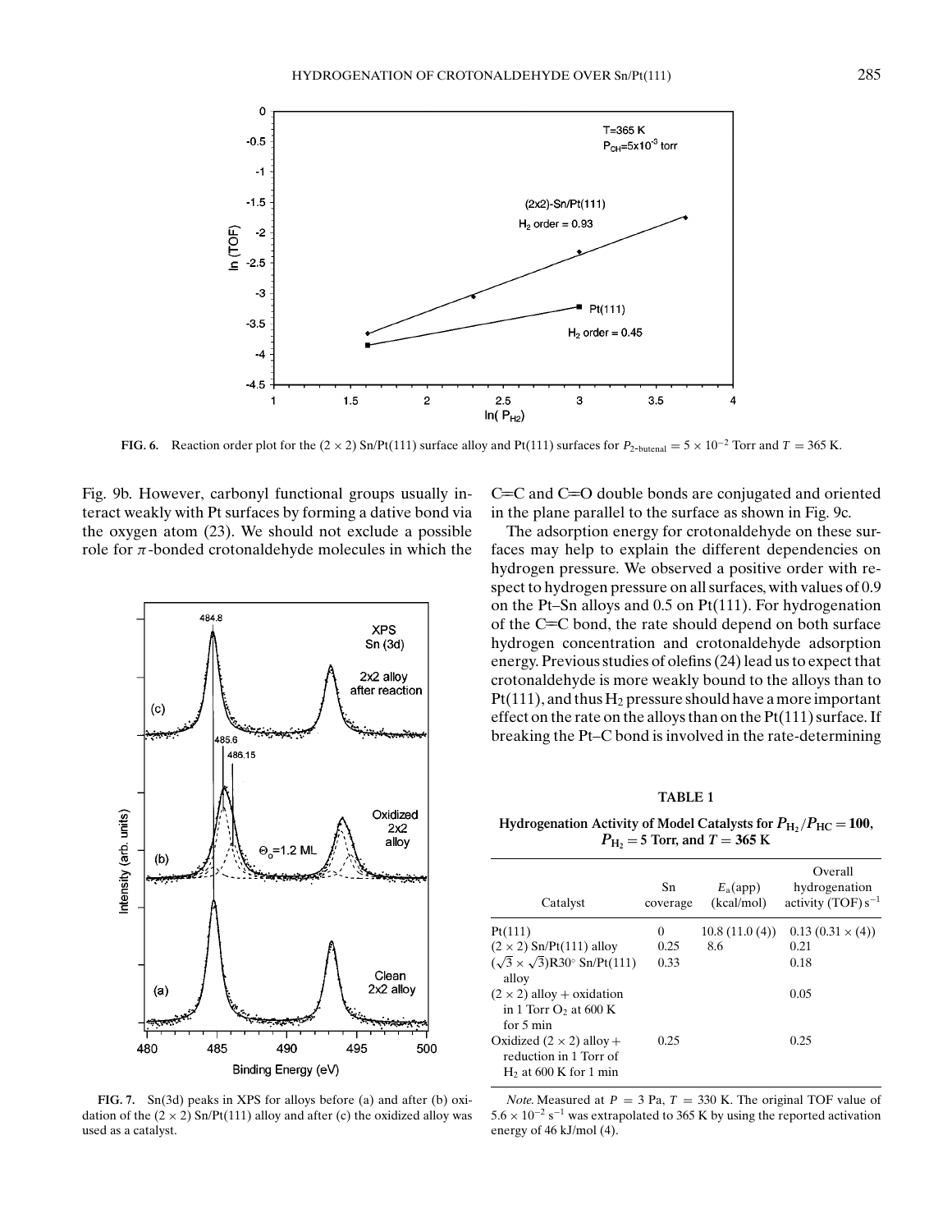**FIG. 6.** Reaction order plot for the $(2 \times 2)$ Sn/Pt(111) surface alloy and Pt(111) surfaces for $P_{2\text{-butenal}} = 5 \times 10^{-2}$ Torr and $T = 365$ K.

Fig. 9b. However, carbonyl functional groups usually interact weakly with Pt surfaces by forming a dative bond via the oxygen atom (23). We should not exclude a possible role for $\pi$-bonded crotonaldehyde molecules in which the C=C and C=O double bonds are conjugated and oriented in the plane parallel to the surface as shown in Fig. 9c.

The adsorption energy for crotonaldehyde on these surfaces may help to explain the different dependencies on hydrogen pressure. We observed a positive order with respect to hydrogen pressure on all surfaces, with values of 0.9 on the Pt–Sn alloys and 0.5 on Pt(111). For hydrogenation of the C=C bond, the rate should depend on both surface hydrogen concentration and crotonaldehyde adsorption energy. Previous studies of olefins (24) lead us to expect that crotonaldehyde is more weakly bound to the alloys than to Pt(111), and thus $H_2$ pressure should have a more important effect on the rate on the alloys than on the Pt(111) surface. If breaking the Pt–C bond is involved in the rate-determining

**FIG. 7.** Sn(3d) peaks in XPS for alloys before (a) and after (b) oxidation of the $(2 \times 2)$ Sn/Pt(111) alloy and after (c) the oxidized alloy was used as a catalyst.

**TABLE 1**

**Hydrogenation Activity of Model Catalysts for $P_{H_2}/P_{HC} = 100$, $P_{H_2} = 5$ Torr, and $T = 365$ K**

| Catalyst | Sn coverage | $E_a$(app) (kcal/mol) | Overall hydrogenation activity (TOF) $s^{-1}$ |
|---|---|---|---|
| Pt(111) | 0 | 10.8 (11.0 (4)) | 0.13 (0.31 × (4)) |
| $(2 \times 2)$ Sn/Pt(111) alloy | 0.25 | 8.6 | 0.21 |
| $(\sqrt{3} \times \sqrt{3})$R30° Sn/Pt(111) alloy | 0.33 | | 0.18 |
| $(2 \times 2)$ alloy + oxidation in 1 Torr $O_2$ at 600 K for 5 min | | | 0.05 |
| Oxidized $(2 \times 2)$ alloy + reduction in 1 Torr of $H_2$ at 600 K for 1 min | 0.25 | | 0.25 |

*Note.* Measured at $P = 3$ Pa, $T = 330$ K. The original TOF value of $5.6 \times 10^{-2}$ $s^{-1}$ was extrapolated to 365 K by using the reported activation energy of 46 kJ/mol (4).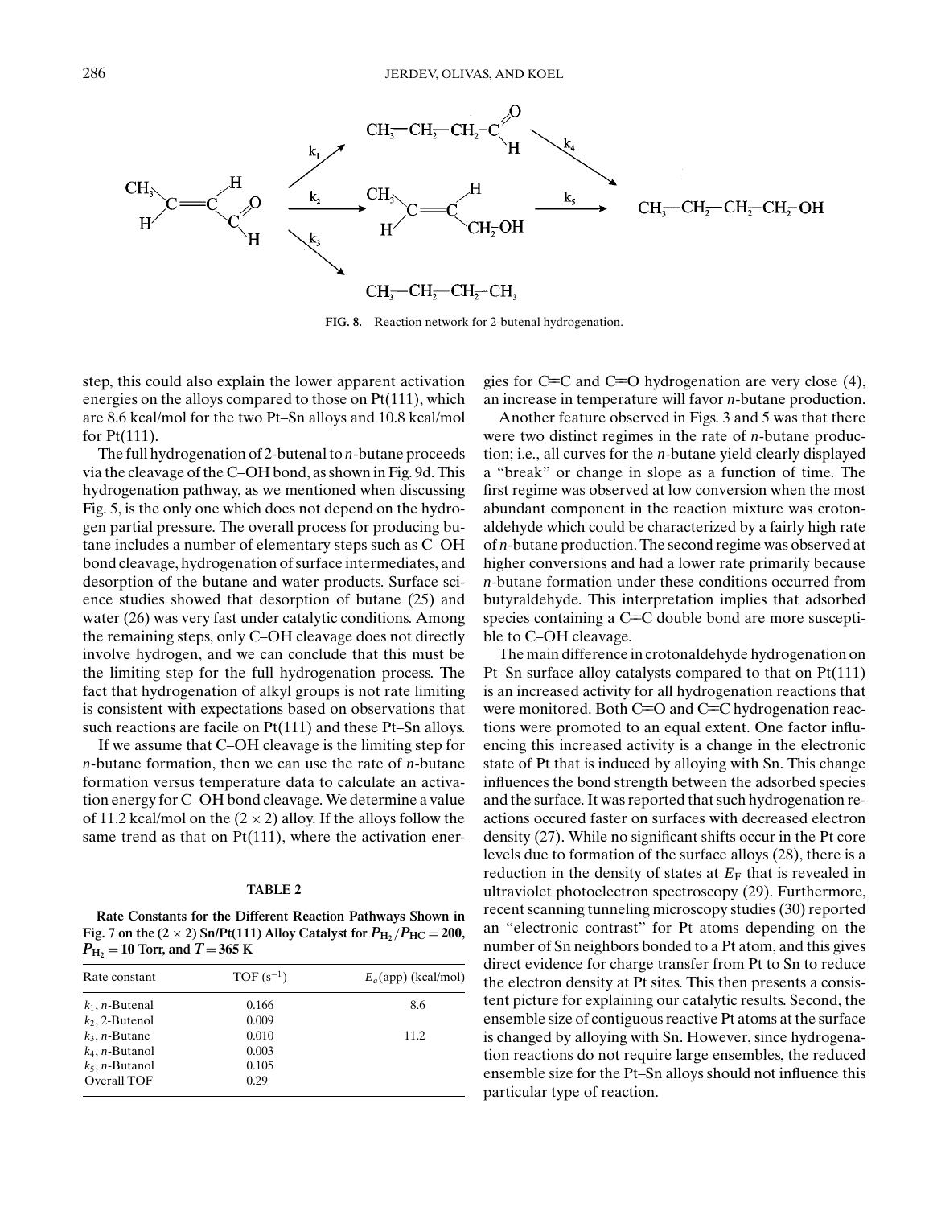FIG. 8. Reaction network for 2-butenal hydrogenation.

step, this could also explain the lower apparent activation energies on the alloys compared to those on Pt(111), which are 8.6 kcal/mol for the two Pt–Sn alloys and 10.8 kcal/mol for Pt(111).

The full hydrogenation of 2-butenal to *n*-butane proceeds via the cleavage of the C–OH bond, as shown in Fig. 9d. This hydrogenation pathway, as we mentioned when discussing Fig. 5, is the only one which does not depend on the hydrogen partial pressure. The overall process for producing butane includes a number of elementary steps such as C–OH bond cleavage, hydrogenation of surface intermediates, and desorption of the butane and water products. Surface science studies showed that desorption of butane (25) and water (26) was very fast under catalytic conditions. Among the remaining steps, only C–OH cleavage does not directly involve hydrogen, and we can conclude that this must be the limiting step for the full hydrogenation process. The fact that hydrogenation of alkyl groups is not rate limiting is consistent with expectations based on observations that such reactions are facile on Pt(111) and these Pt–Sn alloys.

If we assume that C–OH cleavage is the limiting step for *n*-butane formation, then we can use the rate of *n*-butane formation versus temperature data to calculate an activation energy for C–OH bond cleavage. We determine a value of 11.2 kcal/mol on the $(2 \times 2)$ alloy. If the alloys follow the same trend as that on Pt(111), where the activation energies for C=C and C=O hydrogenation are very close (4), an increase in temperature will favor *n*-butane production.

Another feature observed in Figs. 3 and 5 was that there were two distinct regimes in the rate of *n*-butane production; i.e., all curves for the *n*-butane yield clearly displayed a "break" or change in slope as a function of time. The first regime was observed at low conversion when the most abundant component in the reaction mixture was crotonaldehyde which could be characterized by a fairly high rate of *n*-butane production. The second regime was observed at higher conversions and had a lower rate primarily because *n*-butane formation under these conditions occurred from butyraldehyde. This interpretation implies that adsorbed species containing a C=C double bond are more susceptible to C–OH cleavage.

The main difference in crotonaldehyde hydrogenation on Pt–Sn surface alloy catalysts compared to that on Pt(111) is an increased activity for all hydrogenation reactions that were monitored. Both C=O and C=C hydrogenation reactions were promoted to an equal extent. One factor influencing this increased activity is a change in the electronic state of Pt that is induced by alloying with Sn. This change influences the bond strength between the adsorbed species and the surface. It was reported that such hydrogenation reactions occured faster on surfaces with decreased electron density (27). While no significant shifts occur in the Pt core levels due to formation of the surface alloys (28), there is a reduction in the density of states at $E_F$ that is revealed in ultraviolet photoelectron spectroscopy (29). Furthermore, recent scanning tunneling microscopy studies (30) reported an "electronic contrast" for Pt atoms depending on the number of Sn neighbors bonded to a Pt atom, and this gives direct evidence for charge transfer from Pt to Sn to reduce the electron density at Pt sites. This then presents a consistent picture for explaining our catalytic results. Second, the ensemble size of contiguous reactive Pt atoms at the surface is changed by alloying with Sn. However, since hydrogenation reactions do not require large ensembles, the reduced ensemble size for the Pt–Sn alloys should not influence this particular type of reaction.

**TABLE 2**

**Rate Constants for the Different Reaction Pathways Shown in Fig. 7 on the $(2 \times 2)$ Sn/Pt(111) Alloy Catalyst for $P_{H_2}/P_{HC} = 200$, $P_{H_2} = 10$ Torr, and $T = 365$ K**

| Rate constant | TOF ($s^{-1}$) | $E_a$(app) (kcal/mol) |
|---|---|---|
| $k_1$, *n*-Butenal | 0.166 | 8.6 |
| $k_2$, 2-Butenol | 0.009 | |
| $k_3$, *n*-Butane | 0.010 | 11.2 |
| $k_4$, *n*-Butanol | 0.003 | |
| $k_5$, *n*-Butanol | 0.105 | |
| Overall TOF | 0.29 | |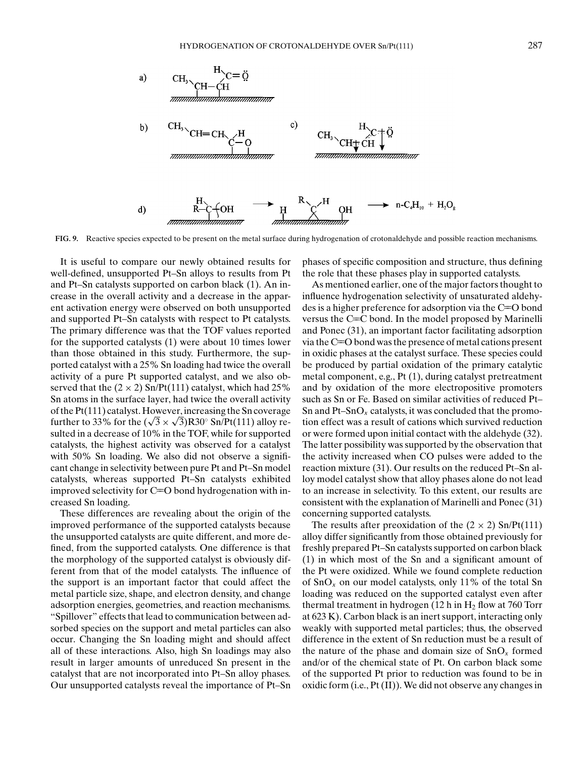a) $CH_3$ CH–CH $\overset{H}{C}=\ddot{O}$

b) $CH_3$ CH=CH C–O H

c) $CH_3$ CH CH $\overset{H}{C}\ddot{O}$

d) H R–C–OH → R H C H OH → $n\text{-}C_4H_{10}$ + $H_2O_g$

**FIG. 9.** Reactive species expected to be present on the metal surface during hydrogenation of crotonaldehyde and possible reaction mechanisms.

It is useful to compare our newly obtained results for well-defined, unsupported Pt–Sn alloys to results from Pt and Pt–Sn catalysts supported on carbon black (1). An increase in the overall activity and a decrease in the apparent activation energy were observed on both unsupported and supported Pt–Sn catalysts with respect to Pt catalysts. The primary difference was that the TOF values reported for the supported catalysts (1) were about 10 times lower than those obtained in this study. Furthermore, the supported catalyst with a 25% Sn loading had twice the overall activity of a pure Pt supported catalyst, and we also observed that the $(2 \times 2)$ Sn/Pt(111) catalyst, which had 25% Sn atoms in the surface layer, had twice the overall activity of the Pt(111) catalyst. However, increasing the Sn coverage further to 33% for the $(\sqrt{3} \times \sqrt{3})R30^\circ$ Sn/Pt(111) alloy resulted in a decrease of 10% in the TOF, while for supported catalysts, the highest activity was observed for a catalyst with 50% Sn loading. We also did not observe a significant change in selectivity between pure Pt and Pt–Sn model catalysts, whereas supported Pt–Sn catalysts exhibited improved selectivity for C=O bond hydrogenation with increased Sn loading.

These differences are revealing about the origin of the improved performance of the supported catalysts because the unsupported catalysts are quite different, and more defined, from the supported catalysts. One difference is that the morphology of the supported catalyst is obviously different from that of the model catalysts. The influence of the support is an important factor that could affect the metal particle size, shape, and electron density, and change adsorption energies, geometries, and reaction mechanisms. "Spillover" effects that lead to communication between adsorbed species on the support and metal particles can also occur. Changing the Sn loading might and should affect all of these interactions. Also, high Sn loadings may also result in larger amounts of unreduced Sn present in the catalyst that are not incorporated into Pt–Sn alloy phases. Our unsupported catalysts reveal the importance of Pt–Sn phases of specific composition and structure, thus defining the role that these phases play in supported catalysts.

As mentioned earlier, one of the major factors thought to influence hydrogenation selectivity of unsaturated aldehydes is a higher preference for adsorption via the C=O bond versus the C=C bond. In the model proposed by Marinelli and Ponec (31), an important factor facilitating adsorption via the C=O bond was the presence of metal cations present in oxidic phases at the catalyst surface. These species could be produced by partial oxidation of the primary catalytic metal component, e.g., Pt (1), during catalyst pretreatment and by oxidation of the more electropositive promoters such as Sn or Fe. Based on similar activities of reduced Pt–Sn and Pt–$SnO_x$ catalysts, it was concluded that the promotion effect was a result of cations which survived reduction or were formed upon initial contact with the aldehyde (32). The latter possibility was supported by the observation that the activity increased when CO pulses were added to the reaction mixture (31). Our results on the reduced Pt–Sn alloy model catalyst show that alloy phases alone do not lead to an increase in selectivity. To this extent, our results are consistent with the explanation of Marinelli and Ponec (31) concerning supported catalysts.

The results after preoxidation of the $(2 \times 2)$ Sn/Pt(111) alloy differ significantly from those obtained previously for freshly prepared Pt–Sn catalysts supported on carbon black (1) in which most of the Sn and a significant amount of the Pt were oxidized. While we found complete reduction of $SnO_x$ on our model catalysts, only 11% of the total Sn loading was reduced on the supported catalyst even after thermal treatment in hydrogen (12 h in $H_2$ flow at 760 Torr at 623 K). Carbon black is an inert support, interacting only weakly with supported metal particles; thus, the observed difference in the extent of Sn reduction must be a result of the nature of the phase and domain size of $SnO_x$ formed and/or of the chemical state of Pt. On carbon black some of the supported Pt prior to reduction was found to be in oxidic form (i.e., Pt (II)). We did not observe any changes in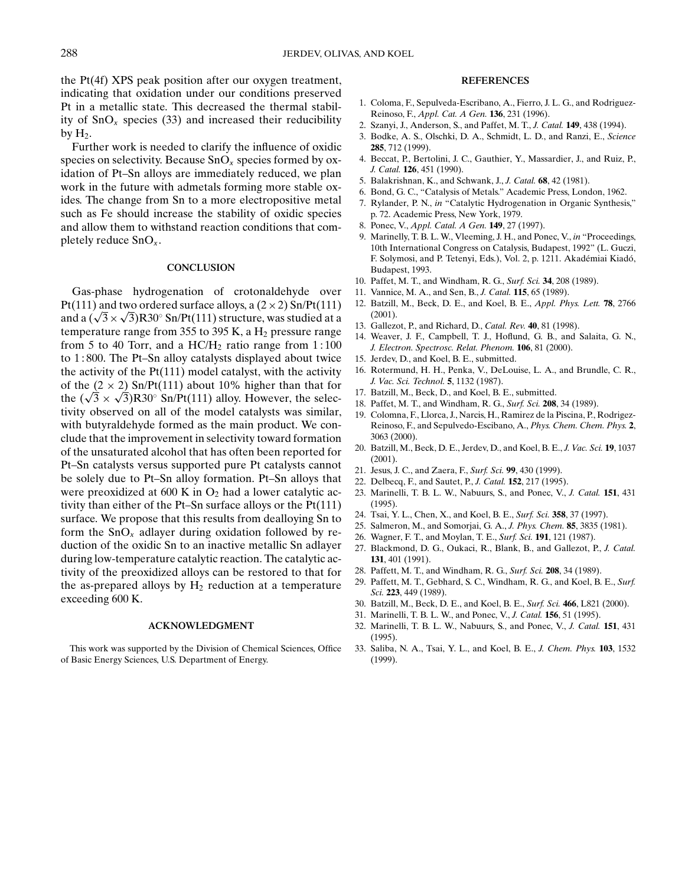the Pt(4f) XPS peak position after our oxygen treatment, indicating that oxidation under our conditions preserved Pt in a metallic state. This decreased the thermal stability of $SnO_x$ species (33) and increased their reducibility by $H_2$.

Further work is needed to clarify the influence of oxidic species on selectivity. Because $SnO_x$ species formed by oxidation of Pt–Sn alloys are immediately reduced, we plan work in the future with admetals forming more stable oxides. The change from Sn to a more electropositive metal such as Fe should increase the stability of oxidic species and allow them to withstand reaction conditions that completely reduce $SnO_x$.

## CONCLUSION

Gas-phase hydrogenation of crotonaldehyde over Pt(111) and two ordered surface alloys, a $(2 \times 2)$ Sn/Pt(111) and a $(\sqrt{3} \times \sqrt{3})R30^\circ$ Sn/Pt(111) structure, was studied at a temperature range from 355 to 395 K, a $H_2$ pressure range from 5 to 40 Torr, and a HC/$H_2$ ratio range from 1 : 100 to 1 : 800. The Pt–Sn alloy catalysts displayed about twice the activity of the Pt(111) model catalyst, with the activity of the $(2 \times 2)$ Sn/Pt(111) about 10% higher than that for the $(\sqrt{3} \times \sqrt{3})R30^\circ$ Sn/Pt(111) alloy. However, the selectivity observed on all of the model catalysts was similar, with butyraldehyde formed as the main product. We conclude that the improvement in selectivity toward formation of the unsaturated alcohol that has often been reported for Pt–Sn catalysts versus supported pure Pt catalysts cannot be solely due to Pt–Sn alloy formation. Pt–Sn alloys that were preoxidized at 600 K in $O_2$ had a lower catalytic activity than either of the Pt–Sn surface alloys or the Pt(111) surface. We propose that this results from dealloying Sn to form the $SnO_x$ adlayer during oxidation followed by reduction of the oxidic Sn to an inactive metallic Sn adlayer during low-temperature catalytic reaction. The catalytic activity of the preoxidized alloys can be restored to that for the as-prepared alloys by $H_2$ reduction at a temperature exceeding 600 K.

## ACKNOWLEDGMENT

This work was supported by the Division of Chemical Sciences, Office of Basic Energy Sciences, U.S. Department of Energy.

## REFERENCES

1. Coloma, F., Sepulveda-Escribano, A., Fierro, J. L. G., and Rodriguez-Reinoso, F., *Appl. Cat. A Gen.* **136**, 231 (1996).
2. Szanyi, J., Anderson, S., and Paffet, M. T., *J. Catal.* **149**, 438 (1994).
3. Bodke, A. S., Olschki, D. A., Schmidt, L. D., and Ranzi, E., *Science* **285**, 712 (1999).
4. Beccat, P., Bertolini, J. C., Gauthier, Y., Massardier, J., and Ruiz, P., *J. Catal.* **126**, 451 (1990).
5. Balakrishnan, K., and Schwank, J., *J. Catal.* **68**, 42 (1981).
6. Bond, G. C., "Catalysis of Metals." Academic Press, London, 1962.
7. Rylander, P. N., *in* "Catalytic Hydrogenation in Organic Synthesis," p. 72. Academic Press, New York, 1979.
8. Ponec, V., *Appl. Catal. A Gen.* **149**, 27 (1997).
9. Marinelly, T. B. L. W., Vleeming, J. H., and Ponec, V., *in* "Proceedings, 10th International Congress on Catalysis, Budapest, 1992" (L. Guczi, F. Solymosi, and P. Tetenyi, Eds.), Vol. 2, p. 1211. Akadémiai Kiadó, Budapest, 1993.
10. Paffet, M. T., and Windham, R. G., *Surf. Sci.* **34**, 208 (1989).
11. Vannice, M. A., and Sen, B., *J. Catal.* **115**, 65 (1989).
12. Batzill, M., Beck, D. E., and Koel, B. E., *Appl. Phys. Lett.* **78**, 2766 (2001).
13. Gallezot, P., and Richard, D., *Catal. Rev.* **40**, 81 (1998).
14. Weaver, J. F., Campbell, T. J., Hoflund, G. B., and Salaita, G. N., *J. Electron. Spectrosc. Relat. Phenom.* **106**, 81 (2000).
15. Jerdev, D., and Koel, B. E., submitted.
16. Rotermund, H. H., Penka, V., DeLouise, L. A., and Brundle, C. R., *J. Vac. Sci. Technol.* **5**, 1132 (1987).
17. Batzill, M., Beck, D., and Koel, B. E., submitted.
18. Paffet, M. T., and Windham, R. G., *Surf. Sci.* **208**, 34 (1989).
19. Colomna, F., Llorca, J., Narcis, H., Ramirez de la Piscina, P., Rodrigez-Reinoso, F., and Sepulvedo-Escibano, A., *Phys. Chem. Chem. Phys.* **2**, 3063 (2000).
20. Batzill, M., Beck, D. E., Jerdev, D., and Koel, B. E., *J. Vac. Sci.* **19**, 1037 (2001).
21. Jesus, J. C., and Zaera, F., *Surf. Sci.* **99**, 430 (1999).
22. Delbecq, F., and Sautet, P., *J. Catal.* **152**, 217 (1995).
23. Marinelli, T. B. L. W., Nabuurs, S., and Ponec, V., *J. Catal.* **151**, 431 (1995).
24. Tsai, Y. L., Chen, X., and Koel, B. E., *Surf. Sci.* **358**, 37 (1997).
25. Salmeron, M., and Somorjai, G. A., *J. Phys. Chem.* **85**, 3835 (1981).
26. Wagner, F. T., and Moylan, T. E., *Surf. Sci.* **191**, 121 (1987).
27. Blackmond, D. G., Oukaci, R., Blank, B., and Gallezot, P., *J. Catal.* **131**, 401 (1991).
28. Paffett, M. T., and Windham, R. G., *Surf. Sci.* **208**, 34 (1989).
29. Paffett, M. T., Gebhard, S. C., Windham, R. G., and Koel, B. E., *Surf. Sci.* **223**, 449 (1989).
30. Batzill, M., Beck, D. E., and Koel, B. E., *Surf. Sci.* **466**, L821 (2000).
31. Marinelli, T. B. L. W., and Ponec, V., *J. Catal.* **156**, 51 (1995).
32. Marinelli, T. B. L. W., Nabuurs, S., and Ponec, V., *J. Catal.* **151**, 431 (1995).
33. Saliba, N. A., Tsai, Y. L., and Koel, B. E., *J. Chem. Phys.* **103**, 1532 (1999).